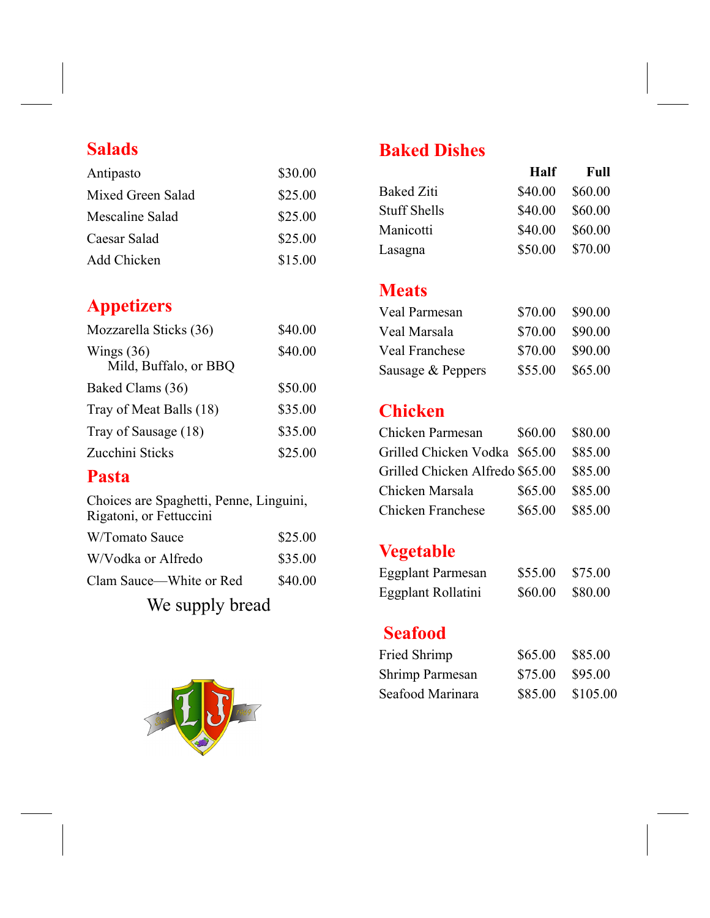## Salads

| | |
|---|---|
| Antipasto | $30.00 |
| Mixed Green Salad | $25.00 |
| Mescaline Salad | $25.00 |
| Caesar Salad | $25.00 |
| Add Chicken | $15.00 |

## Appetizers

| | |
|---|---|
| Mozzarella Sticks (36) | $40.00 |
| Wings (36) Mild, Buffalo, or BBQ | $40.00 |
| Baked Clams (36) | $50.00 |
| Tray of Meat Balls (18) | $35.00 |
| Tray of Sausage (18) | $35.00 |
| Zucchini Sticks | $25.00 |

## Pasta

Choices are Spaghetti, Penne, Linguini, Rigatoni, or Fettuccini

| | |
|---|---|
| W/Tomato Sauce | $25.00 |
| W/Vodka or Alfredo | $35.00 |
| Clam Sauce—White or Red | $40.00 |

We supply bread

## Baked Dishes

| | Half | Full |
|---|---|---|
| Baked Ziti | $40.00 | $60.00 |
| Stuff Shells | $40.00 | $60.00 |
| Manicotti | $40.00 | $60.00 |
| Lasagna | $50.00 | $70.00 |

## Meats

| | Half | Full |
|---|---|---|
| Veal Parmesan | $70.00 | $90.00 |
| Veal Marsala | $70.00 | $90.00 |
| Veal Franchese | $70.00 | $90.00 |
| Sausage & Peppers | $55.00 | $65.00 |

## Chicken

| | Half | Full |
|---|---|---|
| Chicken Parmesan | $60.00 | $80.00 |
| Grilled Chicken Vodka | $65.00 | $85.00 |
| Grilled Chicken Alfredo | $65.00 | $85.00 |
| Chicken Marsala | $65.00 | $85.00 |
| Chicken Franchese | $65.00 | $85.00 |

## Vegetable

| | Half | Full |
|---|---|---|
| Eggplant Parmesan | $55.00 | $75.00 |
| Eggplant Rollatini | $60.00 | $80.00 |

## Seafood

| | Half | Full |
|---|---|---|
| Fried Shrimp | $65.00 | $85.00 |
| Shrimp Parmesan | $75.00 | $95.00 |
| Seafood Marinara | $85.00 | $105.00 |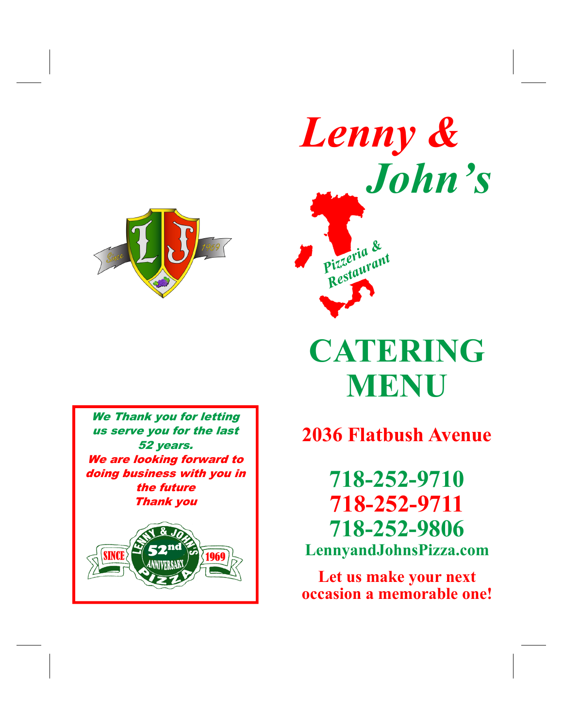# Lenny & John's

*Pizzeria & Restaurant*

# CATERING MENU

**2036 Flatbush Avenue**

**718-252-9710**
**718-252-9711**
**718-252-9806**

**LennyandJohnsPizza.com**

**Let us make your next occasion a memorable one!**

*We Thank you for letting us serve you for the last 52 years.*
*We are looking forward to doing business with you in the future*
*Thank you*

SINCE 1969 — LENNY & JOHN'S 52nd ANNIVERSARY PIZZA